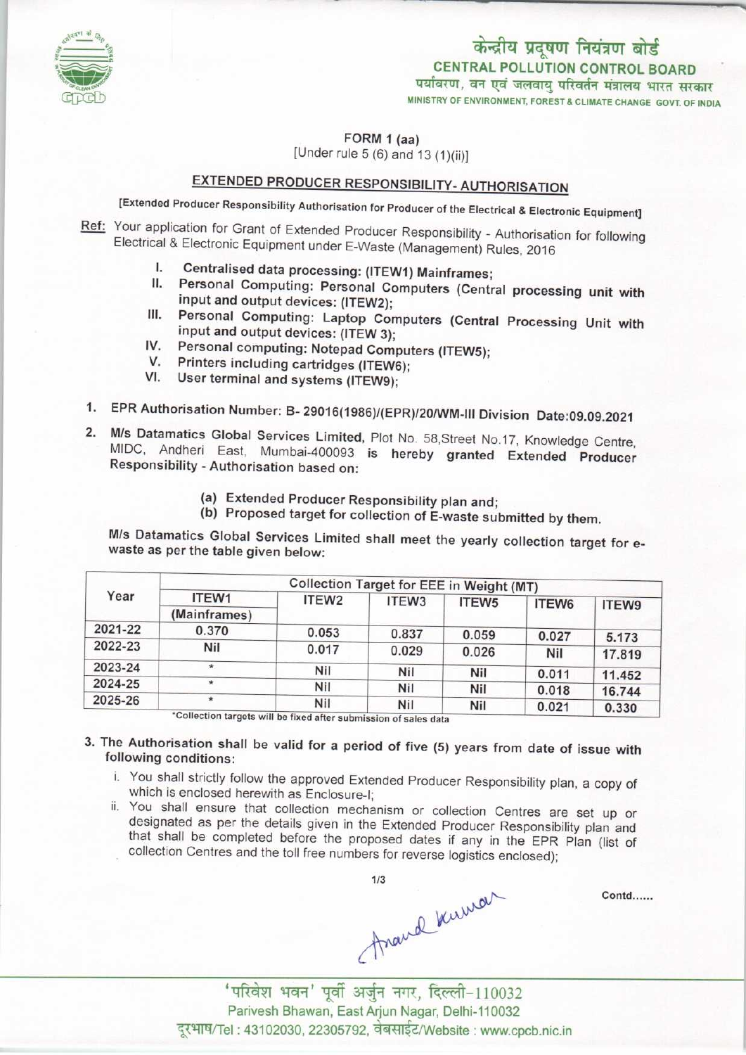केन्द्रीय प्रदूषण नियंत्रण बोर्ड
**CENTRAL POLLUTION CONTROL BOARD**
पर्यावरण, वन एवं जलवायु परिवर्तन मंत्रालय भारत सरकार
MINISTRY OF ENVIRONMENT, FOREST & CLIMATE CHANGE GOVT. OF INDIA

**FORM 1 (aa)**
[Under rule 5 (6) and 13 (1)(ii)]

## EXTENDED PRODUCER RESPONSIBILITY- AUTHORISATION

[Extended Producer Responsibility Authorisation for Producer of the Electrical & Electronic Equipment]

Ref: Your application for Grant of Extended Producer Responsibility - Authorisation for following Electrical & Electronic Equipment under E-Waste (Management) Rules, 2016

I. **Centralised data processing: (ITEW1) Mainframes;**
II. **Personal Computing: Personal Computers (Central processing unit with input and output devices: (ITEW2);**
III. **Personal Computing: Laptop Computers (Central Processing Unit with input and output devices: (ITEW 3);**
IV. **Personal computing: Notepad Computers (ITEW5);**
V. **Printers including cartridges (ITEW6);**
VI. **User terminal and systems (ITEW9);**

1. **EPR Authorisation Number: B- 29016(1986)/(EPR)/20/WM-III Division Date:09.09.2021**

2. **M/s Datamatics Global Services Limited**, Plot No. 58,Street No.17, Knowledge Centre, MIDC, Andheri East, Mumbai-400093 **is hereby granted Extended Producer Responsibility** - Authorisation based on:

   (a) Extended Producer Responsibility plan and;
   (b) Proposed target for collection of E-waste submitted by them.

M/s Datamatics Global Services Limited shall meet the yearly collection target for e-waste as per the table given below:

| Year | Collection Target for EEE in Weight (MT) | | | | | |
|---|---|---|---|---|---|---|
| | ITEW1 (Mainframes) | ITEW2 | ITEW3 | ITEW5 | ITEW6 | ITEW9 |
| 2021-22 | 0.370 | 0.053 | 0.837 | 0.059 | 0.027 | 5.173 |
| 2022-23 | Nil | 0.017 | 0.029 | 0.026 | Nil | 17.819 |
| 2023-24 | * | Nil | Nil | Nil | 0.011 | 11.452 |
| 2024-25 | * | Nil | Nil | Nil | 0.018 | 16.744 |
| 2025-26 | * | Nil | Nil | Nil | 0.021 | 0.330 |

*Collection targets will be fixed after submission of sales data

3. The Authorisation shall be valid for a period of five (5) years from date of issue with following conditions:

   i. You shall strictly follow the approved Extended Producer Responsibility plan, a copy of which is enclosed herewith as Enclosure-I;
   ii. You shall ensure that collection mechanism or collection Centres are set up or designated as per the details given in the Extended Producer Responsibility plan and that shall be completed before the proposed dates if any in the EPR Plan (list of collection Centres and the toll free numbers for reverse logistics enclosed);

Anand Kumar

Contd......

'परिवेश भवन' पूर्वी अर्जुन नगर, दिल्ली-110032
Parivesh Bhawan, East Arjun Nagar, Delhi-110032
दूरभाष/Tel : 43102030, 22305792, वेबसाईट/Website : www.cpcb.nic.in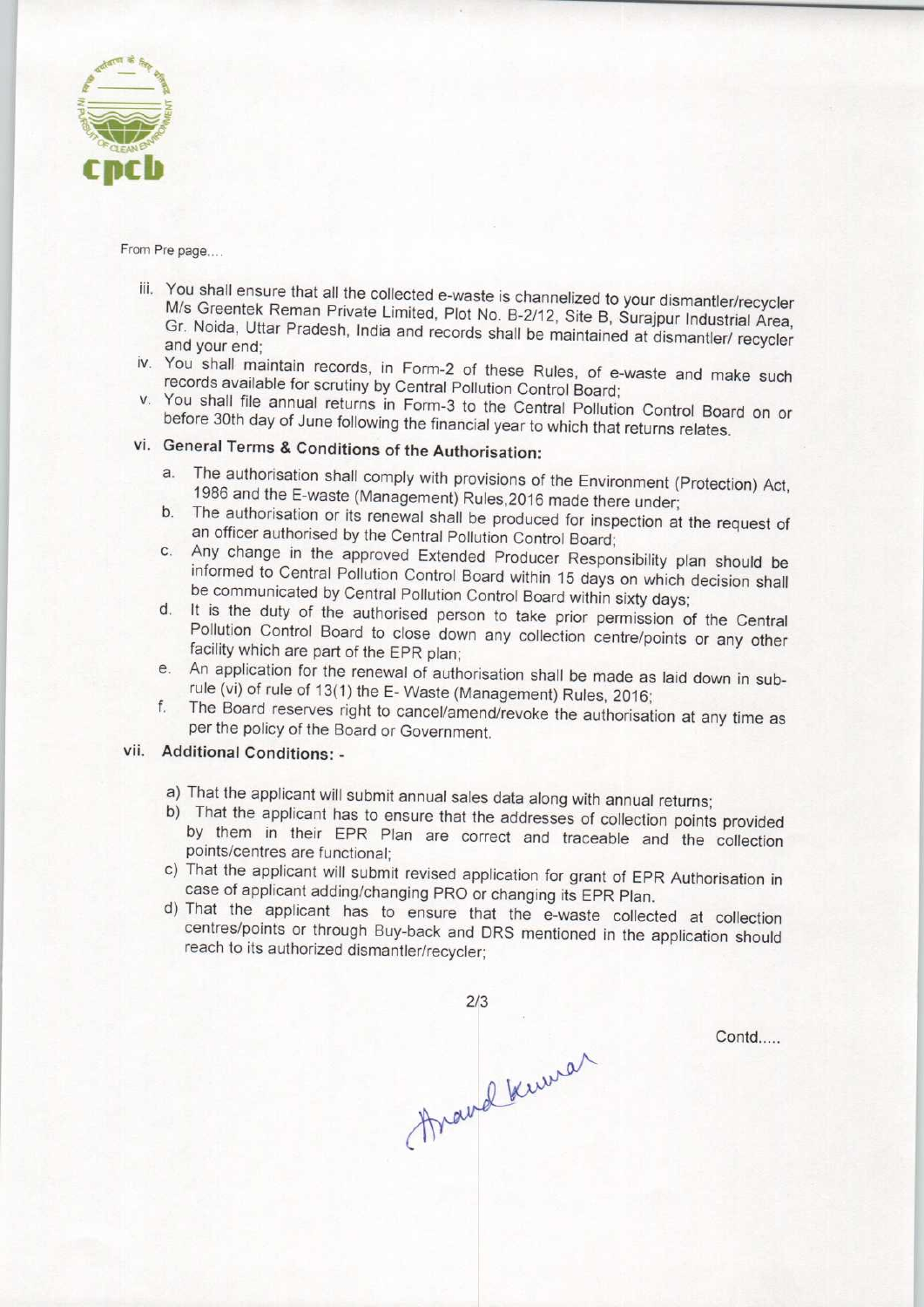From Pre page....

iii. You shall ensure that all the collected e-waste is channelized to your dismantler/recycler M/s Greentek Reman Private Limited, Plot No. B-2/12, Site B, Surajpur Industrial Area, Gr. Noida, Uttar Pradesh, India and records shall be maintained at dismantler/ recycler and your end;

iv. You shall maintain records, in Form-2 of these Rules, of e-waste and make such records available for scrutiny by Central Pollution Control Board;

v. You shall file annual returns in Form-3 to the Central Pollution Control Board on or before 30th day of June following the financial year to which that returns relates.

vi. **General Terms & Conditions of the Authorisation:**

a. The authorisation shall comply with provisions of the Environment (Protection) Act, 1986 and the E-waste (Management) Rules,2016 made there under;

b. The authorisation or its renewal shall be produced for inspection at the request of an officer authorised by the Central Pollution Control Board;

c. Any change in the approved Extended Producer Responsibility plan should be informed to Central Pollution Control Board within 15 days on which decision shall be communicated by Central Pollution Control Board within sixty days;

d. It is the duty of the authorised person to take prior permission of the Central Pollution Control Board to close down any collection centre/points or any other facility which are part of the EPR plan;

e. An application for the renewal of authorisation shall be made as laid down in sub-rule (vi) of rule of 13(1) the E- Waste (Management) Rules, 2016;

f. The Board reserves right to cancel/amend/revoke the authorisation at any time as per the policy of the Board or Government.

vii. **Additional Conditions: -**

a) That the applicant will submit annual sales data along with annual returns;

b) That the applicant has to ensure that the addresses of collection points provided by them in their EPR Plan are correct and traceable and the collection points/centres are functional;

c) That the applicant will submit revised application for grant of EPR Authorisation in case of applicant adding/changing PRO or changing its EPR Plan.

d) That the applicant has to ensure that the e-waste collected at collection centres/points or through Buy-back and DRS mentioned in the application should reach to its authorized dismantler/recycler;

Contd.....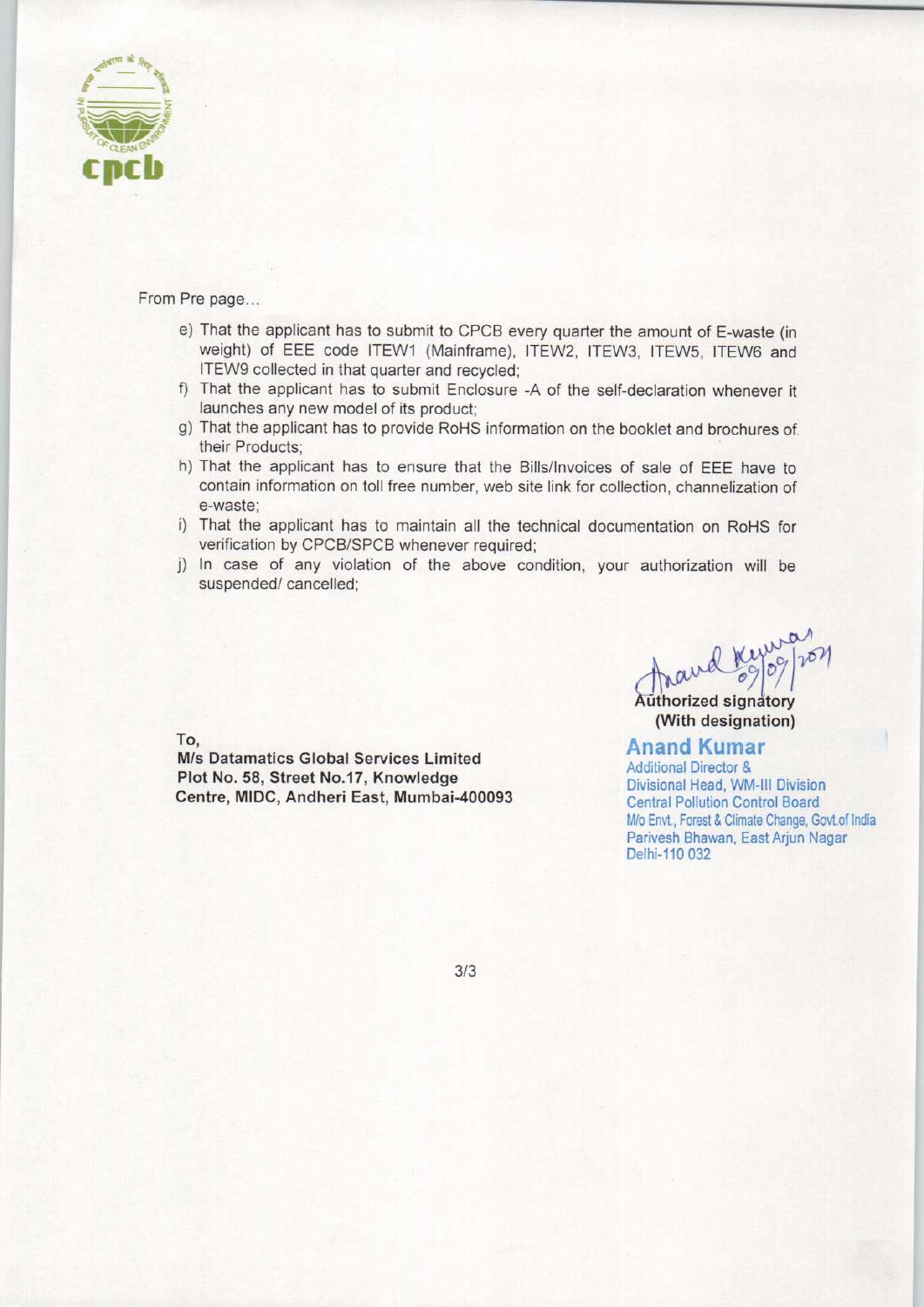From Pre page...

e) That the applicant has to submit to CPCB every quarter the amount of E-waste (in weight) of EEE code ITEW1 (Mainframe), ITEW2, ITEW3, ITEW5, ITEW6 and ITEW9 collected in that quarter and recycled;
f) That the applicant has to submit Enclosure -A of the self-declaration whenever it launches any new model of its product;
g) That the applicant has to provide RoHS information on the booklet and brochures of their Products;
h) That the applicant has to ensure that the Bills/Invoices of sale of EEE have to contain information on toll free number, web site link for collection, channelization of e-waste;
i) That the applicant has to maintain all the technical documentation on RoHS for verification by CPCB/SPCB whenever required;
j) In case of any violation of the above condition, your authorization will be suspended/ cancelled;

Anand Kumar 09/09/2021

**Authorized signatory**
**(With designation)**

**Anand Kumar**
Additional Director &
Divisional Head, WM-III Division
Central Pollution Control Board
M/o Envt., Forest & Climate Change, Govt.of India
Parivesh Bhawan, East Arjun Nagar
Delhi-110 032

To,
**M/s Datamatics Global Services Limited**
**Plot No. 58, Street No.17, Knowledge**
**Centre, MIDC, Andheri East, Mumbai-400093**